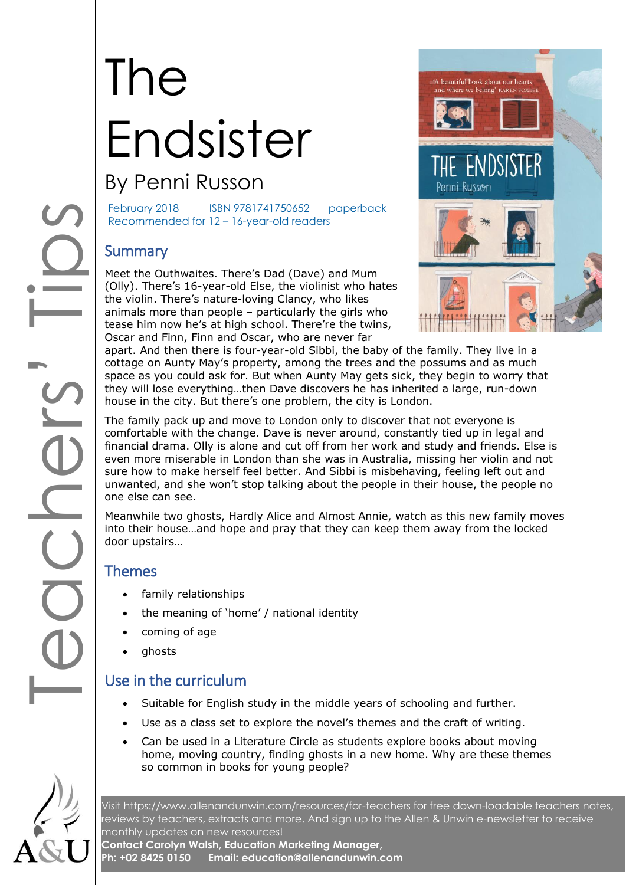# The Endsister

## By Penni Russon

February 2018 ISBN 9781741750652 paperback
Recommended for 12 – 16-year-old readers

Teachers' Tips

## Summary

Meet the Outhwaites. There's Dad (Dave) and Mum (Olly). There's 16-year-old Else, the violinist who hates the violin. There's nature-loving Clancy, who likes animals more than people – particularly the girls who tease him now he's at high school. There're the twins, Oscar and Finn, Finn and Oscar, who are never far apart. And then there is four-year-old Sibbi, the baby of the family. They live in a cottage on Aunty May's property, among the trees and the possums and as much space as you could ask for. But when Aunty May gets sick, they begin to worry that they will lose everything…then Dave discovers he has inherited a large, run-down house in the city. But there's one problem, the city is London.

The family pack up and move to London only to discover that not everyone is comfortable with the change. Dave is never around, constantly tied up in legal and financial drama. Olly is alone and cut off from her work and study and friends. Else is even more miserable in London than she was in Australia, missing her violin and not sure how to make herself feel better. And Sibbi is misbehaving, feeling left out and unwanted, and she won't stop talking about the people in their house, the people no one else can see.

Meanwhile two ghosts, Hardly Alice and Almost Annie, watch as this new family moves into their house…and hope and pray that they can keep them away from the locked door upstairs…

## Themes

- family relationships
- the meaning of 'home' / national identity
- coming of age
- ghosts

## Use in the curriculum

- Suitable for English study in the middle years of schooling and further.
- Use as a class set to explore the novel's themes and the craft of writing.
- Can be used in a Literature Circle as students explore books about moving home, moving country, finding ghosts in a new home. Why are these themes so common in books for young people?

Visit https://www.allenandunwin.com/resources/for-teachers for free down-loadable teachers notes, reviews by teachers, extracts and more. And sign up to the Allen & Unwin e-newsletter to receive monthly updates on new resources!
**Contact Carolyn Walsh, Education Marketing Manager,**
**Ph: +02 8425 0150 Email: education@allenandunwin.com**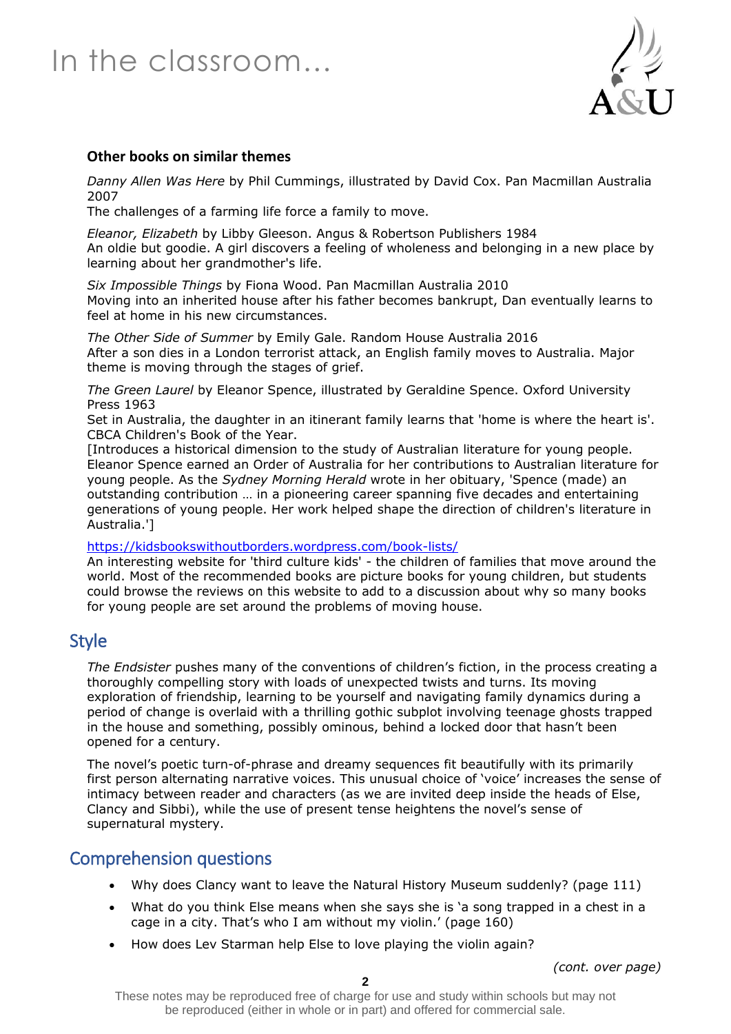### Other books on similar themes

*Danny Allen Was Here* by Phil Cummings, illustrated by David Cox. Pan Macmillan Australia 2007
The challenges of a farming life force a family to move.

*Eleanor, Elizabeth* by Libby Gleeson. Angus & Robertson Publishers 1984
An oldie but goodie. A girl discovers a feeling of wholeness and belonging in a new place by learning about her grandmother's life.

*Six Impossible Things* by Fiona Wood. Pan Macmillan Australia 2010
Moving into an inherited house after his father becomes bankrupt, Dan eventually learns to feel at home in his new circumstances.

*The Other Side of Summer* by Emily Gale. Random House Australia 2016
After a son dies in a London terrorist attack, an English family moves to Australia. Major theme is moving through the stages of grief.

*The Green Laurel* by Eleanor Spence, illustrated by Geraldine Spence. Oxford University Press 1963
Set in Australia, the daughter in an itinerant family learns that 'home is where the heart is'. CBCA Children's Book of the Year.
[Introduces a historical dimension to the study of Australian literature for young people. Eleanor Spence earned an Order of Australia for her contributions to Australian literature for young people. As the *Sydney Morning Herald* wrote in her obituary, 'Spence (made) an outstanding contribution … in a pioneering career spanning five decades and entertaining generations of young people. Her work helped shape the direction of children's literature in Australia.']

https://kidsbookswithoutborders.wordpress.com/book-lists/
An interesting website for 'third culture kids' - the children of families that move around the world. Most of the recommended books are picture books for young children, but students could browse the reviews on this website to add to a discussion about why so many books for young people are set around the problems of moving house.

## Style

*The Endsister* pushes many of the conventions of children's fiction, in the process creating a thoroughly compelling story with loads of unexpected twists and turns. Its moving exploration of friendship, learning to be yourself and navigating family dynamics during a period of change is overlaid with a thrilling gothic subplot involving teenage ghosts trapped in the house and something, possibly ominous, behind a locked door that hasn't been opened for a century.

The novel's poetic turn-of-phrase and dreamy sequences fit beautifully with its primarily first person alternating narrative voices. This unusual choice of 'voice' increases the sense of intimacy between reader and characters (as we are invited deep inside the heads of Else, Clancy and Sibbi), while the use of present tense heightens the novel's sense of supernatural mystery.

## Comprehension questions

- Why does Clancy want to leave the Natural History Museum suddenly? (page 111)
- What do you think Else means when she says she is 'a song trapped in a chest in a cage in a city. That's who I am without my violin.' (page 160)
- How does Lev Starman help Else to love playing the violin again?

*(cont. over page)*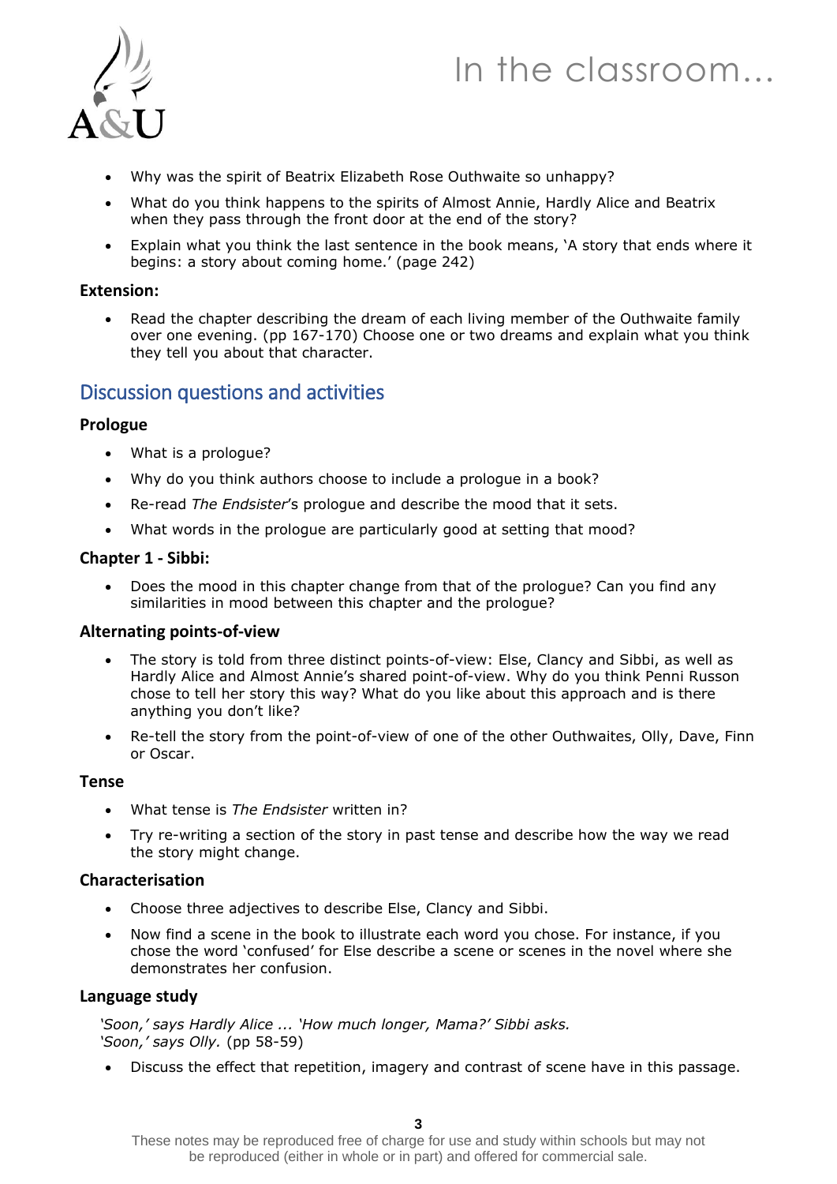- Why was the spirit of Beatrix Elizabeth Rose Outhwaite so unhappy?
- What do you think happens to the spirits of Almost Annie, Hardly Alice and Beatrix when they pass through the front door at the end of the story?
- Explain what you think the last sentence in the book means, 'A story that ends where it begins: a story about coming home.' (page 242)

### Extension:

- Read the chapter describing the dream of each living member of the Outhwaite family over one evening. (pp 167-170) Choose one or two dreams and explain what you think they tell you about that character.

## Discussion questions and activities

### Prologue

- What is a prologue?
- Why do you think authors choose to include a prologue in a book?
- Re-read *The Endsister*'s prologue and describe the mood that it sets.
- What words in the prologue are particularly good at setting that mood?

### Chapter 1 - Sibbi:

- Does the mood in this chapter change from that of the prologue? Can you find any similarities in mood between this chapter and the prologue?

### Alternating points-of-view

- The story is told from three distinct points-of-view: Else, Clancy and Sibbi, as well as Hardly Alice and Almost Annie's shared point-of-view. Why do you think Penni Russon chose to tell her story this way? What do you like about this approach and is there anything you don't like?
- Re-tell the story from the point-of-view of one of the other Outhwaites, Olly, Dave, Finn or Oscar.

### Tense

- What tense is *The Endsister* written in?
- Try re-writing a section of the story in past tense and describe how the way we read the story might change.

### Characterisation

- Choose three adjectives to describe Else, Clancy and Sibbi.
- Now find a scene in the book to illustrate each word you chose. For instance, if you chose the word 'confused' for Else describe a scene or scenes in the novel where she demonstrates her confusion.

### Language study

*'Soon,' says Hardly Alice ... 'How much longer, Mama?' Sibbi asks.*
*'Soon,' says Olly.* (pp 58-59)

- Discuss the effect that repetition, imagery and contrast of scene have in this passage.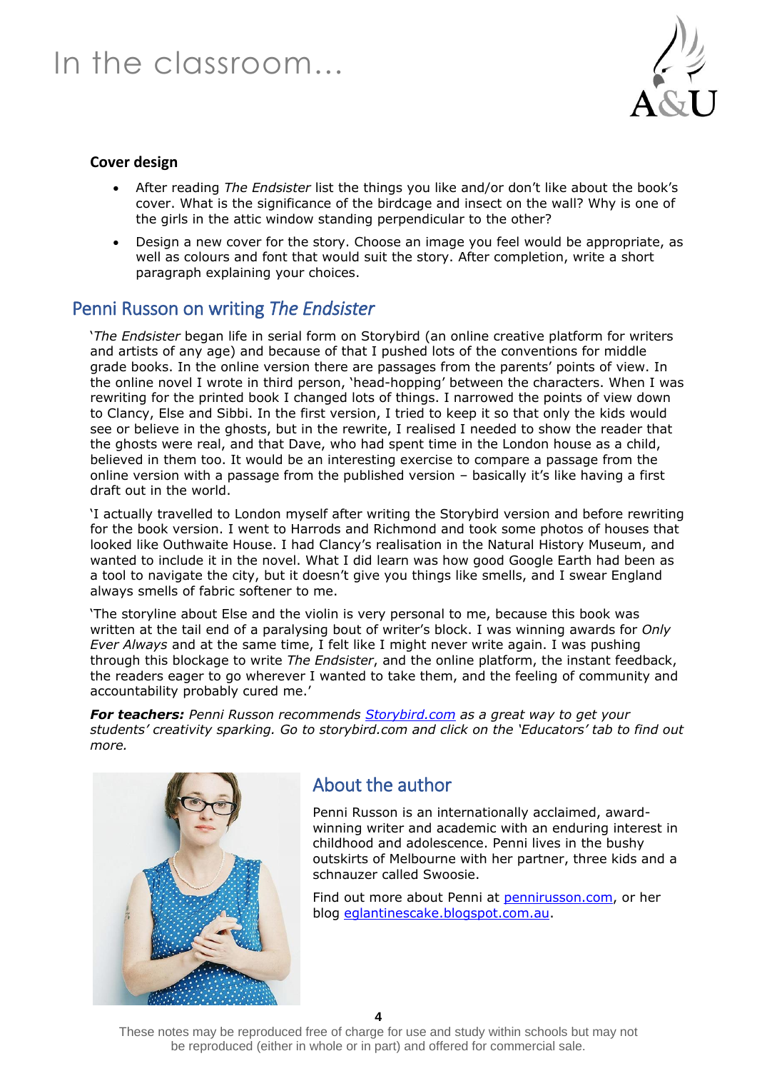# In the classroom...

### Cover design

- After reading *The Endsister* list the things you like and/or don't like about the book's cover. What is the significance of the birdcage and insect on the wall? Why is one of the girls in the attic window standing perpendicular to the other?
- Design a new cover for the story. Choose an image you feel would be appropriate, as well as colours and font that would suit the story. After completion, write a short paragraph explaining your choices.

## Penni Russon on writing *The Endsister*

'*The Endsister* began life in serial form on Storybird (an online creative platform for writers and artists of any age) and because of that I pushed lots of the conventions for middle grade books. In the online version there are passages from the parents' points of view. In the online novel I wrote in third person, 'head-hopping' between the characters. When I was rewriting for the printed book I changed lots of things. I narrowed the points of view down to Clancy, Else and Sibbi. In the first version, I tried to keep it so that only the kids would see or believe in the ghosts, but in the rewrite, I realised I needed to show the reader that the ghosts were real, and that Dave, who had spent time in the London house as a child, believed in them too. It would be an interesting exercise to compare a passage from the online version with a passage from the published version – basically it's like having a first draft out in the world.

'I actually travelled to London myself after writing the Storybird version and before rewriting for the book version. I went to Harrods and Richmond and took some photos of houses that looked like Outhwaite House. I had Clancy's realisation in the Natural History Museum, and wanted to include it in the novel. What I did learn was how good Google Earth had been as a tool to navigate the city, but it doesn't give you things like smells, and I swear England always smells of fabric softener to me.

'The storyline about Else and the violin is very personal to me, because this book was written at the tail end of a paralysing bout of writer's block. I was winning awards for *Only Ever Always* and at the same time, I felt like I might never write again. I was pushing through this blockage to write *The Endsister*, and the online platform, the instant feedback, the readers eager to go wherever I wanted to take them, and the feeling of community and accountability probably cured me.'

***For teachers:*** *Penni Russon recommends [Storybird.com](Storybird.com) as a great way to get your students' creativity sparking. Go to storybird.com and click on the 'Educators' tab to find out more.*

## About the author

Penni Russon is an internationally acclaimed, award-winning writer and academic with an enduring interest in childhood and adolescence. Penni lives in the bushy outskirts of Melbourne with her partner, three kids and a schnauzer called Swoosie.

Find out more about Penni at [pennirusson.com](pennirusson.com), or her blog [eglantinescake.blogspot.com.au](eglantinescake.blogspot.com.au).

These notes may be reproduced free of charge for use and study within schools but may not be reproduced (either in whole or in part) and offered for commercial sale.